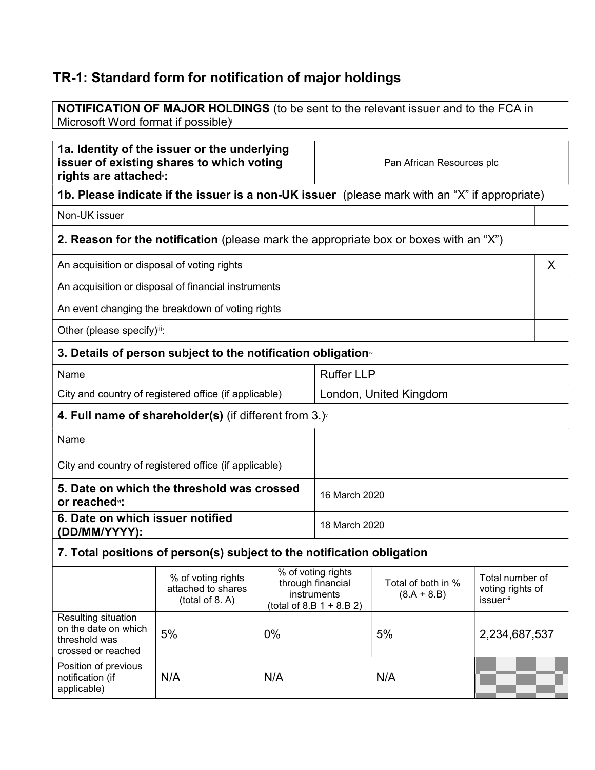# TR-1: Standard form for notification of major holdings

| **NOTIFICATION OF MAJOR HOLDINGS** (to be sent to the relevant issuer and to the FCA in Microsoft Word format if possible)[i] |
|---|

| **1a. Identity of the issuer or the underlying issuer of existing shares to which voting rights are attached[ii]:** | Pan African Resources plc |
|---|---|

**1b. Please indicate if the issuer is a non-UK issuer** (please mark with an "X" if appropriate)

| | |
|---|---|
| Non-UK issuer | |

**2. Reason for the notification** (please mark the appropriate box or boxes with an "X")

| | |
|---|---|
| An acquisition or disposal of voting rights | X |
| An acquisition or disposal of financial instruments | |
| An event changing the breakdown of voting rights | |
| Other (please specify)[iii]: | |

**3. Details of person subject to the notification obligation[iv]**

| | |
|---|---|
| Name | Ruffer LLP |
| City and country of registered office (if applicable) | London, United Kingdom |

**4. Full name of shareholder(s)** (if different from 3.)[v]

| | |
|---|---|
| Name | |
| City and country of registered office (if applicable) | |

| | |
|---|---|
| **5. Date on which the threshold was crossed or reached[vi]:** | 16 March 2020 |
| **6. Date on which issuer notified (DD/MM/YYYY):** | 18 March 2020 |

**7. Total positions of person(s) subject to the notification obligation**

| | % of voting rights attached to shares (total of 8. A) | % of voting rights through financial instruments (total of 8.B 1 + 8.B 2) | Total of both in % (8.A + 8.B) | Total number of voting rights of issuer[vii] |
|---|---|---|---|---|
| Resulting situation on the date on which threshold was crossed or reached | 5% | 0% | 5% | 2,234,687,537 |
| Position of previous notification (if applicable) | N/A | N/A | N/A | |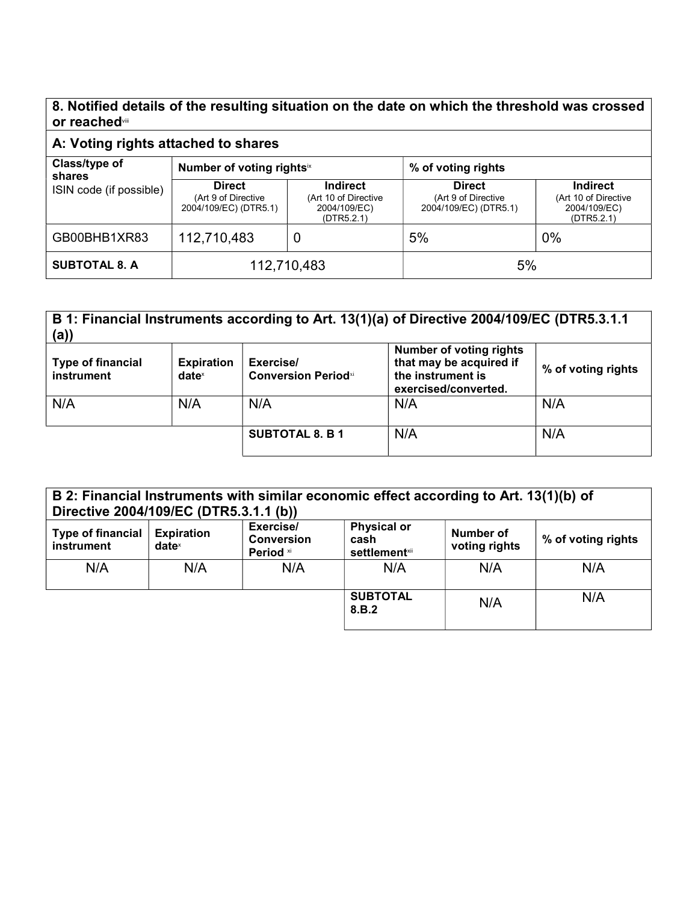## 8. Notified details of the resulting situation on the date on which the threshold was crossed or reached[viii]

### A: Voting rights attached to shares

| Class/type of shares ISIN code (if possible) | Number of voting rights[ix] | | % of voting rights | |
|---|---|---|---|---|
| | Direct (Art 9 of Directive 2004/109/EC) (DTR5.1) | Indirect (Art 10 of Directive 2004/109/EC) (DTR5.2.1) | Direct (Art 9 of Directive 2004/109/EC) (DTR5.1) | Indirect (Art 10 of Directive 2004/109/EC) (DTR5.2.1) |
| GB00BHB1XR83 | 112,710,483 | 0 | 5% | 0% |
| **SUBTOTAL 8. A** | 112,710,483 | | 5% | |

### B 1: Financial Instruments according to Art. 13(1)(a) of Directive 2004/109/EC (DTR5.3.1.1 (a))

| Type of financial instrument | Expiration date[x] | Exercise/ Conversion Period[xi] | Number of voting rights that may be acquired if the instrument is exercised/converted. | % of voting rights |
|---|---|---|---|---|
| N/A | N/A | N/A | N/A | N/A |
| | | **SUBTOTAL 8. B 1** | N/A | N/A |

### B 2: Financial Instruments with similar economic effect according to Art. 13(1)(b) of Directive 2004/109/EC (DTR5.3.1.1 (b))

| Type of financial instrument | Expiration date[x] | Exercise/ Conversion Period [xi] | Physical or cash settlement[xii] | Number of voting rights | % of voting rights |
|---|---|---|---|---|---|
| N/A | N/A | N/A | N/A | N/A | N/A |
| | | | **SUBTOTAL 8.B.2** | N/A | N/A |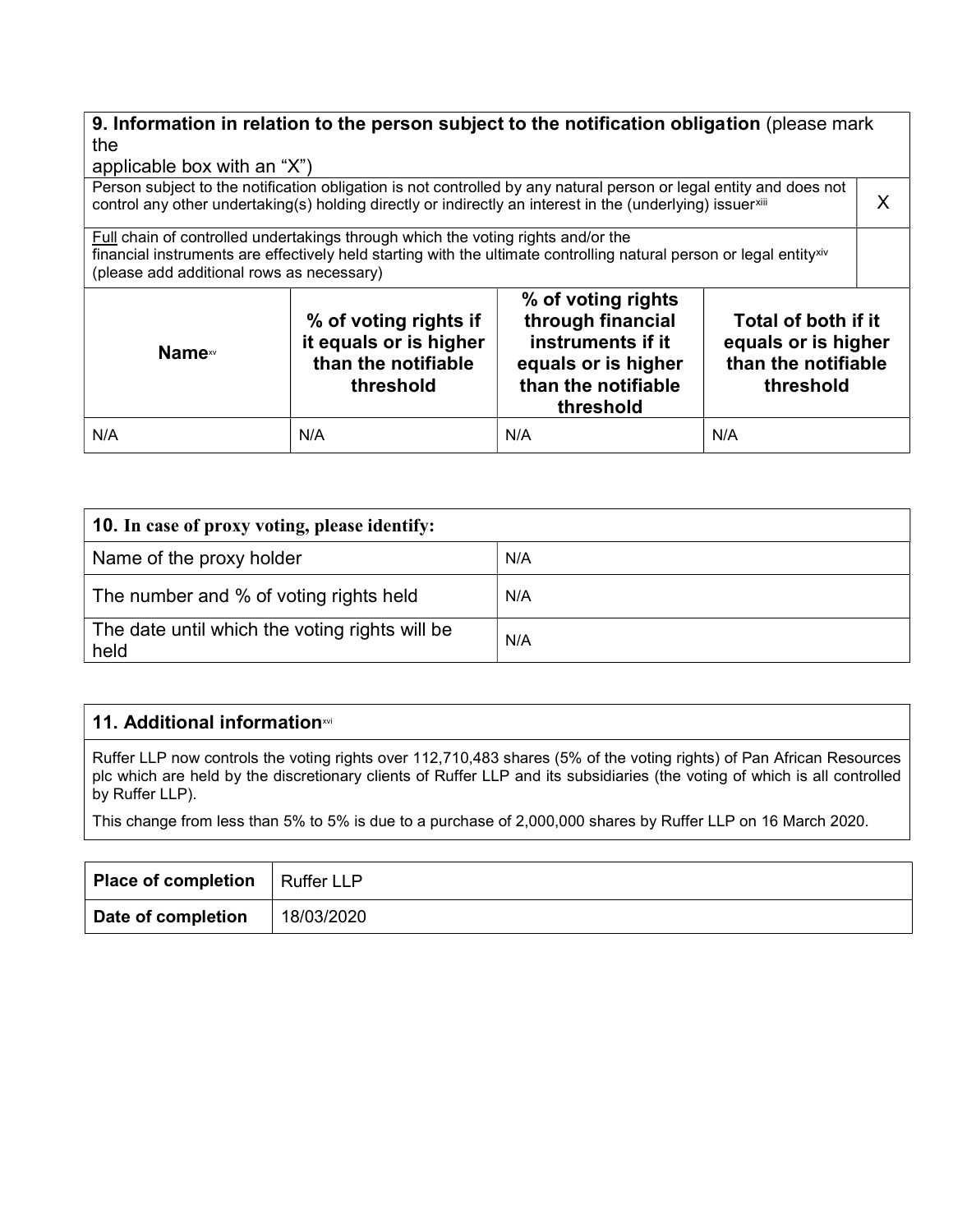| **9. Information in relation to the person subject to the notification obligation** (please mark the applicable box with an "X") | |
|---|---|
| Person subject to the notification obligation is not controlled by any natural person or legal entity and does not control any other undertaking(s) holding directly or indirectly an interest in the (underlying) issuer[xiii] | X |
| Full chain of controlled undertakings through which the voting rights and/or the financial instruments are effectively held starting with the ultimate controlling natural person or legal entity[xiv] (please add additional rows as necessary) | |

| **Name**[xv] | **% of voting rights if it equals or is higher than the notifiable threshold** | **% of voting rights through financial instruments if it equals or is higher than the notifiable threshold** | **Total of both if it equals or is higher than the notifiable threshold** |
|---|---|---|---|
| N/A | N/A | N/A | N/A |

| **10. In case of proxy voting, please identify:** | |
|---|---|
| Name of the proxy holder | N/A |
| The number and % of voting rights held | N/A |
| The date until which the voting rights will be held | N/A |

## 11. Additional information[xvi]

Ruffer LLP now controls the voting rights over 112,710,483 shares (5% of the voting rights) of Pan African Resources plc which are held by the discretionary clients of Ruffer LLP and its subsidiaries (the voting of which is all controlled by Ruffer LLP).

This change from less than 5% to 5% is due to a purchase of 2,000,000 shares by Ruffer LLP on 16 March 2020.

| | |
|---|---|
| **Place of completion** | Ruffer LLP |
| **Date of completion** | 18/03/2020 |